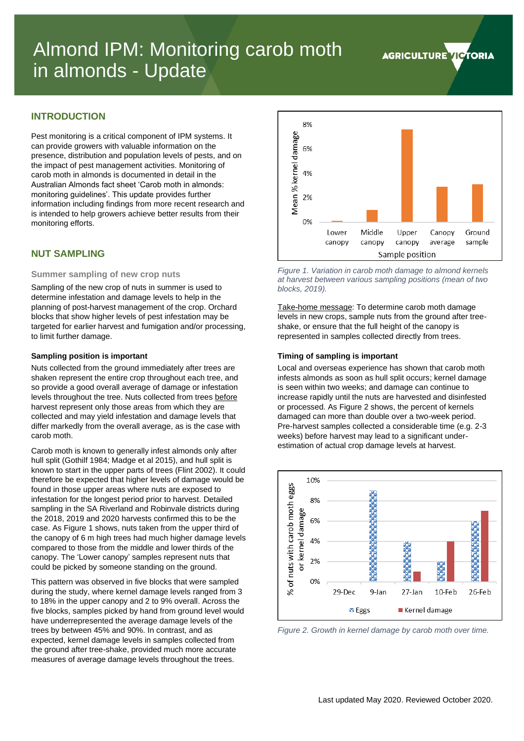# Almond IPM: Monitoring carob moth in almonds - Update

AGRICULTURE VICTORIA

## INTRODUCTION

Pest monitoring is a critical component of IPM systems. It can provide growers with valuable information on the presence, distribution and population levels of pests, and on the impact of pest management activities. Monitoring of carob moth in almonds is documented in detail in the Australian Almonds fact sheet 'Carob moth in almonds: monitoring guidelines'. This update provides further information including findings from more recent research and is intended to help growers achieve better results from their monitoring efforts.

## NUT SAMPLING

### Summer sampling of new crop nuts

Sampling of the new crop of nuts in summer is used to determine infestation and damage levels to help in the planning of post-harvest management of the crop. Orchard blocks that show higher levels of pest infestation may be targeted for earlier harvest and fumigation and/or processing, to limit further damage.

#### Sampling position is important

Nuts collected from the ground immediately after trees are shaken represent the entire crop throughout each tree, and so provide a good overall average of damage or infestation levels throughout the tree. Nuts collected from trees before harvest represent only those areas from which they are collected and may yield infestation and damage levels that differ markedly from the overall average, as is the case with carob moth.

Carob moth is known to generally infest almonds only after hull split (Gothilf 1984; Madge et al 2015), and hull split is known to start in the upper parts of trees (Flint 2002). It could therefore be expected that higher levels of damage would be found in those upper areas where nuts are exposed to infestation for the longest period prior to harvest. Detailed sampling in the SA Riverland and Robinvale districts during the 2018, 2019 and 2020 harvests confirmed this to be the case. As Figure 1 shows, nuts taken from the upper third of the canopy of 6 m high trees had much higher damage levels compared to those from the middle and lower thirds of the canopy. The 'Lower canopy' samples represent nuts that could be picked by someone standing on the ground.

This pattern was observed in five blocks that were sampled during the study, where kernel damage levels ranged from 3 to 18% in the upper canopy and 2 to 9% overall. Across the five blocks, samples picked by hand from ground level would have underrepresented the average damage levels of the trees by between 45% and 90%. In contrast, and as expected, kernel damage levels in samples collected from the ground after tree-shake, provided much more accurate measures of average damage levels throughout the trees.

*Figure 1. Variation in carob moth damage to almond kernels at harvest between various sampling positions (mean of two blocks, 2019).*

Take-home message: To determine carob moth damage levels in new crops, sample nuts from the ground after tree-shake, or ensure that the full height of the canopy is represented in samples collected directly from trees.

#### Timing of sampling is important

Local and overseas experience has shown that carob moth infests almonds as soon as hull split occurs; kernel damage is seen within two weeks; and damage can continue to increase rapidly until the nuts are harvested and disinfested or processed. As Figure 2 shows, the percent of kernels damaged can more than double over a two-week period. Pre-harvest samples collected a considerable time (e.g. 2-3 weeks) before harvest may lead to a significant under-estimation of actual crop damage levels at harvest.

*Figure 2. Growth in kernel damage by carob moth over time.*

Last updated May 2020. Reviewed October 2020.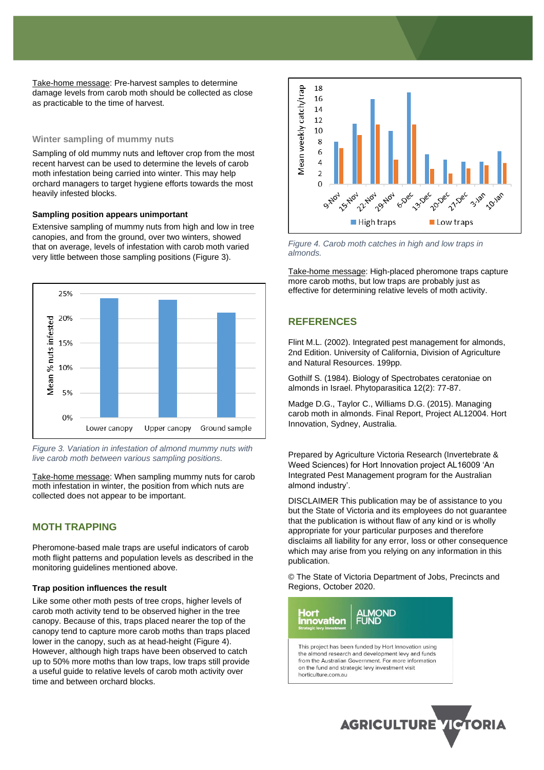Take-home message: Pre-harvest samples to determine damage levels from carob moth should be collected as close as practicable to the time of harvest.

### Winter sampling of mummy nuts

Sampling of old mummy nuts and leftover crop from the most recent harvest can be used to determine the levels of carob moth infestation being carried into winter. This may help orchard managers to target hygiene efforts towards the most heavily infested blocks.

**Sampling position appears unimportant**

Extensive sampling of mummy nuts from high and low in tree canopies, and from the ground, over two winters, showed that on average, levels of infestation with carob moth varied very little between those sampling positions (Figure 3).

Mean % nuts infested
25%
20%
15%
10%
5%
0%
Lower canopy
Upper canopy
Ground sample

*Figure 3. Variation in infestation of almond mummy nuts with live carob moth between various sampling positions.*

Take-home message: When sampling mummy nuts for carob moth infestation in winter, the position from which nuts are collected does not appear to be important.

## MOTH TRAPPING

Pheromone-based male traps are useful indicators of carob moth flight patterns and population levels as described in the monitoring guidelines mentioned above.

**Trap position influences the result**

Like some other moth pests of tree crops, higher levels of carob moth activity tend to be observed higher in the tree canopy. Because of this, traps placed nearer the top of the canopy tend to capture more carob moths than traps placed lower in the canopy, such as at head-height (Figure 4). However, although high traps have been observed to catch up to 50% more moths than low traps, low traps still provide a useful guide to relative levels of carob moth activity over time and between orchard blocks.

Mean weekly catch/trap
18
16
14
12
10
8
6
4
2
0
9-Nov
15-Nov
22-Nov
29-Nov
6-Dec
13-Dec
20-Dec
27-Dec
3-Jan
10-Jan
High traps
Low traps

*Figure 4. Carob moth catches in high and low traps in almonds.*

Take-home message: High-placed pheromone traps capture more carob moths, but low traps are probably just as effective for determining relative levels of moth activity.

## REFERENCES

Flint M.L. (2002). Integrated pest management for almonds, 2nd Edition. University of California, Division of Agriculture and Natural Resources. 199pp.

Gothilf S. (1984). Biology of Spectrobates ceratoniae on almonds in Israel. Phytoparasitica 12(2): 77-87.

Madge D.G., Taylor C., Williams D.G. (2015). Managing carob moth in almonds. Final Report, Project AL12004. Hort Innovation, Sydney, Australia.

Prepared by Agriculture Victoria Research (Invertebrate & Weed Sciences) for Hort Innovation project AL16009 'An Integrated Pest Management program for the Australian almond industry'.

DISCLAIMER This publication may be of assistance to you but the State of Victoria and its employees do not guarantee that the publication is without flaw of any kind or is wholly appropriate for your particular purposes and therefore disclaims all liability for any error, loss or other consequence which may arise from you relying on any information in this publication.

© The State of Victoria Department of Jobs, Precincts and Regions, October 2020.

Hort Innovation Strategic levy investment | ALMOND FUND

This project has been funded by Hort Innovation using the almond research and development levy and funds from the Australian Government. For more information on the fund and strategic levy investment visit horticulture.com.au

AGRICULTURE VICTORIA